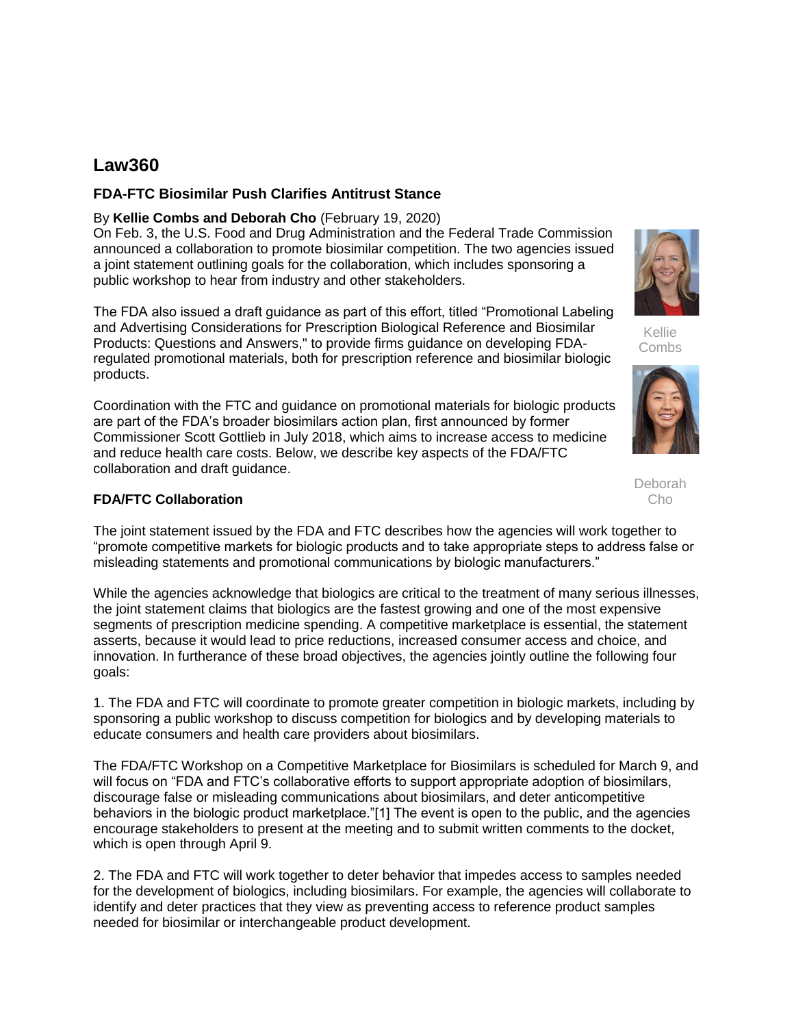# Law360

## FDA-FTC Biosimilar Push Clarifies Antitrust Stance

By **Kellie Combs and Deborah Cho** (February 19, 2020)

Kellie Combs

Deborah Cho

On Feb. 3, the U.S. Food and Drug Administration and the Federal Trade Commission announced a collaboration to promote biosimilar competition. The two agencies issued a joint statement outlining goals for the collaboration, which includes sponsoring a public workshop to hear from industry and other stakeholders.

The FDA also issued a draft guidance as part of this effort, titled "Promotional Labeling and Advertising Considerations for Prescription Biological Reference and Biosimilar Products: Questions and Answers," to provide firms guidance on developing FDA-regulated promotional materials, both for prescription reference and biosimilar biologic products.

Coordination with the FTC and guidance on promotional materials for biologic products are part of the FDA's broader biosimilars action plan, first announced by former Commissioner Scott Gottlieb in July 2018, which aims to increase access to medicine and reduce health care costs. Below, we describe key aspects of the FDA/FTC collaboration and draft guidance.

### FDA/FTC Collaboration

The joint statement issued by the FDA and FTC describes how the agencies will work together to "promote competitive markets for biologic products and to take appropriate steps to address false or misleading statements and promotional communications by biologic manufacturers."

While the agencies acknowledge that biologics are critical to the treatment of many serious illnesses, the joint statement claims that biologics are the fastest growing and one of the most expensive segments of prescription medicine spending. A competitive marketplace is essential, the statement asserts, because it would lead to price reductions, increased consumer access and choice, and innovation. In furtherance of these broad objectives, the agencies jointly outline the following four goals:

1. The FDA and FTC will coordinate to promote greater competition in biologic markets, including by sponsoring a public workshop to discuss competition for biologics and by developing materials to educate consumers and health care providers about biosimilars.

The FDA/FTC Workshop on a Competitive Marketplace for Biosimilars is scheduled for March 9, and will focus on "FDA and FTC's collaborative efforts to support appropriate adoption of biosimilars, discourage false or misleading communications about biosimilars, and deter anticompetitive behaviors in the biologic product marketplace."[1] The event is open to the public, and the agencies encourage stakeholders to present at the meeting and to submit written comments to the docket, which is open through April 9.

2. The FDA and FTC will work together to deter behavior that impedes access to samples needed for the development of biologics, including biosimilars. For example, the agencies will collaborate to identify and deter practices that they view as preventing access to reference product samples needed for biosimilar or interchangeable product development.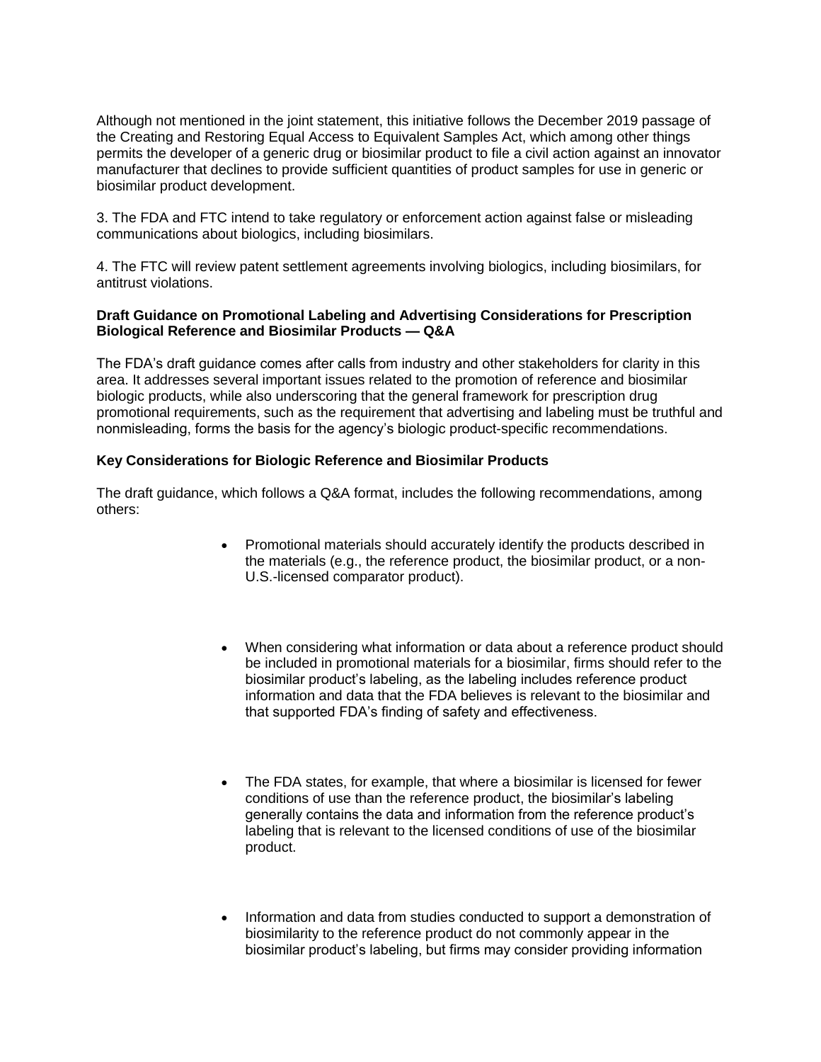Although not mentioned in the joint statement, this initiative follows the December 2019 passage of the Creating and Restoring Equal Access to Equivalent Samples Act, which among other things permits the developer of a generic drug or biosimilar product to file a civil action against an innovator manufacturer that declines to provide sufficient quantities of product samples for use in generic or biosimilar product development.

3. The FDA and FTC intend to take regulatory or enforcement action against false or misleading communications about biologics, including biosimilars.

4. The FTC will review patent settlement agreements involving biologics, including biosimilars, for antitrust violations.

**Draft Guidance on Promotional Labeling and Advertising Considerations for Prescription Biological Reference and Biosimilar Products — Q&A**

The FDA's draft guidance comes after calls from industry and other stakeholders for clarity in this area. It addresses several important issues related to the promotion of reference and biosimilar biologic products, while also underscoring that the general framework for prescription drug promotional requirements, such as the requirement that advertising and labeling must be truthful and nonmisleading, forms the basis for the agency's biologic product-specific recommendations.

**Key Considerations for Biologic Reference and Biosimilar Products**

The draft guidance, which follows a Q&A format, includes the following recommendations, among others:

- Promotional materials should accurately identify the products described in the materials (e.g., the reference product, the biosimilar product, or a non-U.S.-licensed comparator product).

- When considering what information or data about a reference product should be included in promotional materials for a biosimilar, firms should refer to the biosimilar product's labeling, as the labeling includes reference product information and data that the FDA believes is relevant to the biosimilar and that supported FDA's finding of safety and effectiveness.

- The FDA states, for example, that where a biosimilar is licensed for fewer conditions of use than the reference product, the biosimilar's labeling generally contains the data and information from the reference product's labeling that is relevant to the licensed conditions of use of the biosimilar product.

- Information and data from studies conducted to support a demonstration of biosimilarity to the reference product do not commonly appear in the biosimilar product's labeling, but firms may consider providing information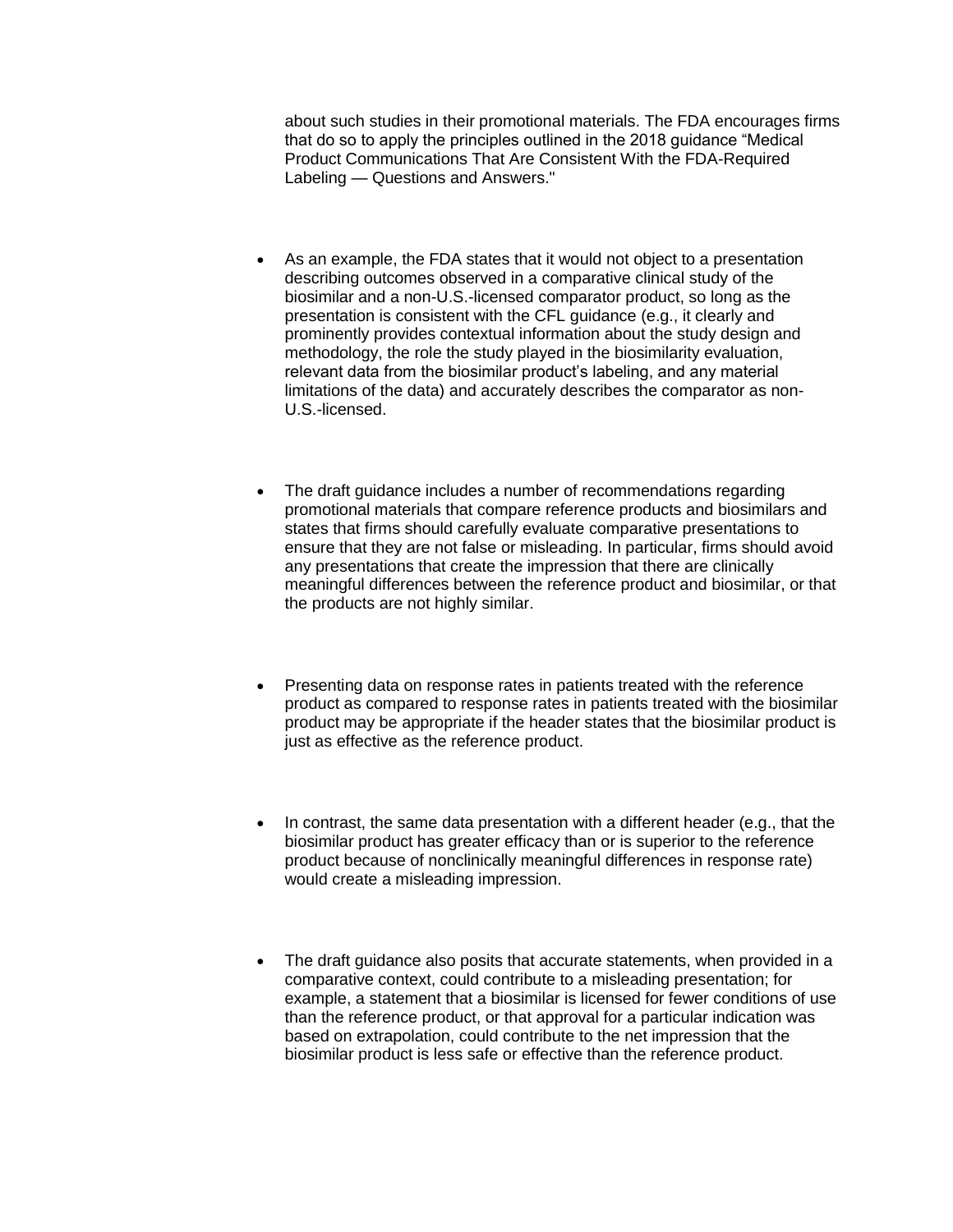about such studies in their promotional materials. The FDA encourages firms that do so to apply the principles outlined in the 2018 guidance "Medical Product Communications That Are Consistent With the FDA-Required Labeling — Questions and Answers."

- As an example, the FDA states that it would not object to a presentation describing outcomes observed in a comparative clinical study of the biosimilar and a non-U.S.-licensed comparator product, so long as the presentation is consistent with the CFL guidance (e.g., it clearly and prominently provides contextual information about the study design and methodology, the role the study played in the biosimilarity evaluation, relevant data from the biosimilar product's labeling, and any material limitations of the data) and accurately describes the comparator as non-U.S.-licensed.

- The draft guidance includes a number of recommendations regarding promotional materials that compare reference products and biosimilars and states that firms should carefully evaluate comparative presentations to ensure that they are not false or misleading. In particular, firms should avoid any presentations that create the impression that there are clinically meaningful differences between the reference product and biosimilar, or that the products are not highly similar.

- Presenting data on response rates in patients treated with the reference product as compared to response rates in patients treated with the biosimilar product may be appropriate if the header states that the biosimilar product is just as effective as the reference product.

- In contrast, the same data presentation with a different header (e.g., that the biosimilar product has greater efficacy than or is superior to the reference product because of nonclinically meaningful differences in response rate) would create a misleading impression.

- The draft guidance also posits that accurate statements, when provided in a comparative context, could contribute to a misleading presentation; for example, a statement that a biosimilar is licensed for fewer conditions of use than the reference product, or that approval for a particular indication was based on extrapolation, could contribute to the net impression that the biosimilar product is less safe or effective than the reference product.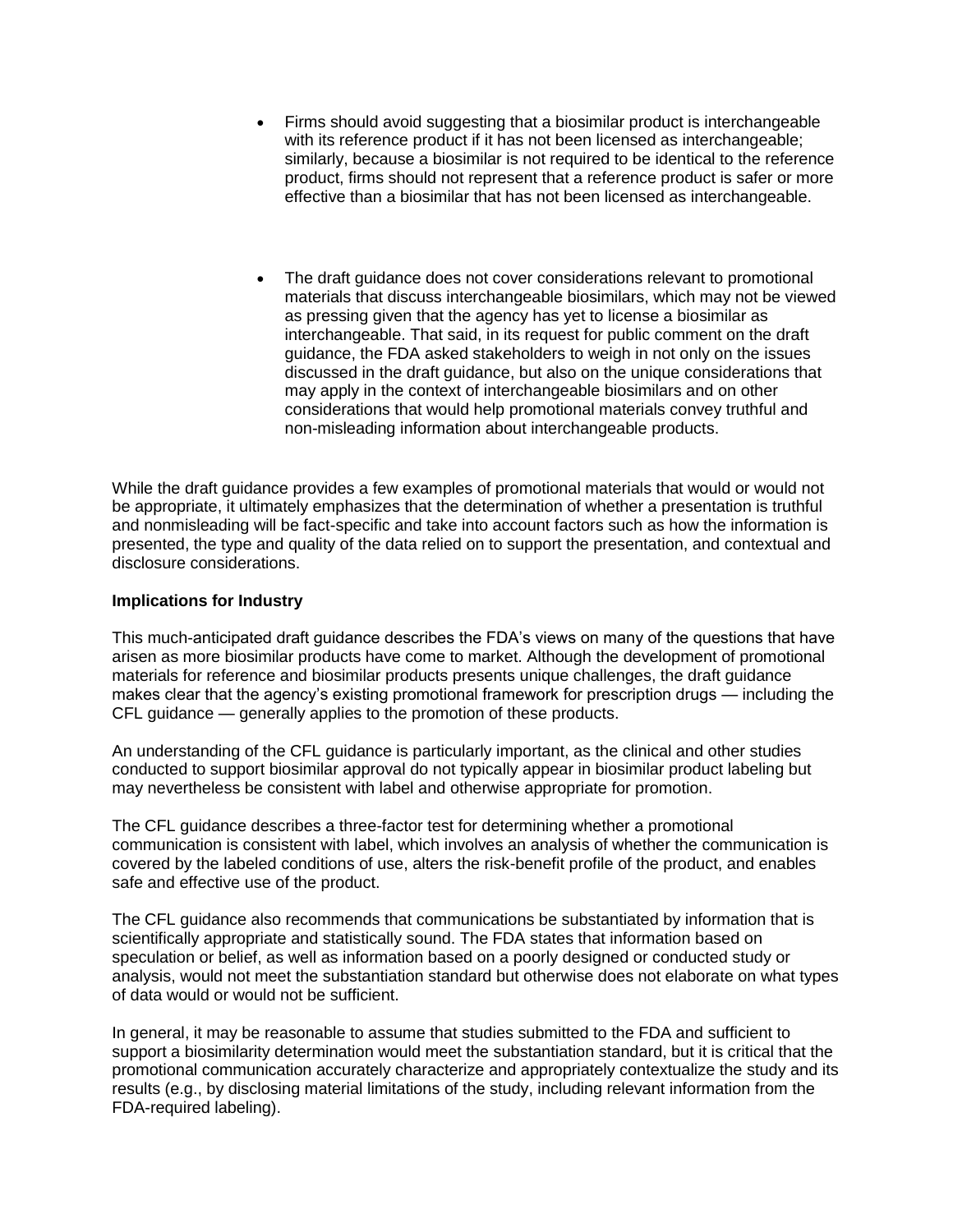- Firms should avoid suggesting that a biosimilar product is interchangeable with its reference product if it has not been licensed as interchangeable; similarly, because a biosimilar is not required to be identical to the reference product, firms should not represent that a reference product is safer or more effective than a biosimilar that has not been licensed as interchangeable.

- The draft guidance does not cover considerations relevant to promotional materials that discuss interchangeable biosimilars, which may not be viewed as pressing given that the agency has yet to license a biosimilar as interchangeable. That said, in its request for public comment on the draft guidance, the FDA asked stakeholders to weigh in not only on the issues discussed in the draft guidance, but also on the unique considerations that may apply in the context of interchangeable biosimilars and on other considerations that would help promotional materials convey truthful and non-misleading information about interchangeable products.

While the draft guidance provides a few examples of promotional materials that would or would not be appropriate, it ultimately emphasizes that the determination of whether a presentation is truthful and nonmisleading will be fact-specific and take into account factors such as how the information is presented, the type and quality of the data relied on to support the presentation, and contextual and disclosure considerations.

**Implications for Industry**

This much-anticipated draft guidance describes the FDA's views on many of the questions that have arisen as more biosimilar products have come to market. Although the development of promotional materials for reference and biosimilar products presents unique challenges, the draft guidance makes clear that the agency's existing promotional framework for prescription drugs — including the CFL guidance — generally applies to the promotion of these products.

An understanding of the CFL guidance is particularly important, as the clinical and other studies conducted to support biosimilar approval do not typically appear in biosimilar product labeling but may nevertheless be consistent with label and otherwise appropriate for promotion.

The CFL guidance describes a three-factor test for determining whether a promotional communication is consistent with label, which involves an analysis of whether the communication is covered by the labeled conditions of use, alters the risk-benefit profile of the product, and enables safe and effective use of the product.

The CFL guidance also recommends that communications be substantiated by information that is scientifically appropriate and statistically sound. The FDA states that information based on speculation or belief, as well as information based on a poorly designed or conducted study or analysis, would not meet the substantiation standard but otherwise does not elaborate on what types of data would or would not be sufficient.

In general, it may be reasonable to assume that studies submitted to the FDA and sufficient to support a biosimilarity determination would meet the substantiation standard, but it is critical that the promotional communication accurately characterize and appropriately contextualize the study and its results (e.g., by disclosing material limitations of the study, including relevant information from the FDA-required labeling).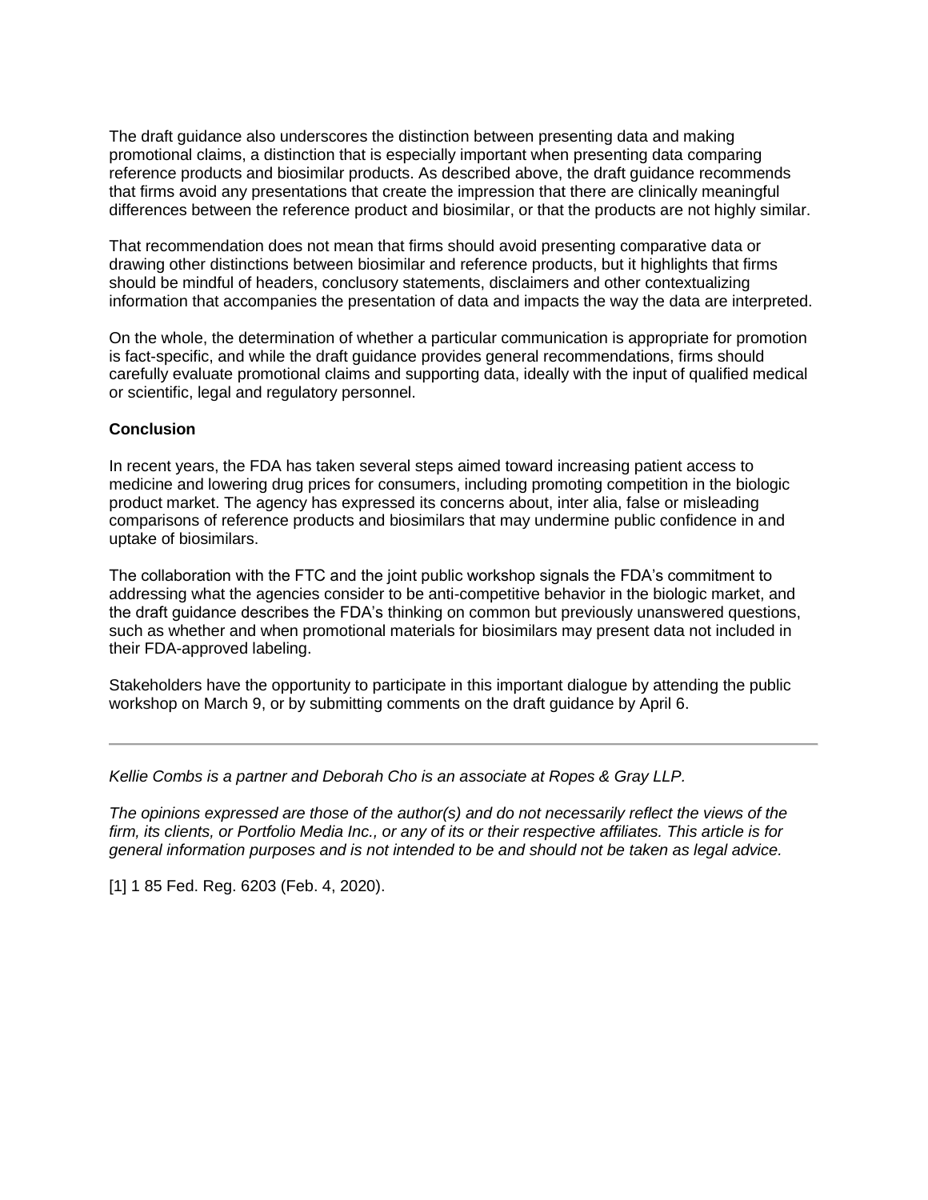The draft guidance also underscores the distinction between presenting data and making promotional claims, a distinction that is especially important when presenting data comparing reference products and biosimilar products. As described above, the draft guidance recommends that firms avoid any presentations that create the impression that there are clinically meaningful differences between the reference product and biosimilar, or that the products are not highly similar.

That recommendation does not mean that firms should avoid presenting comparative data or drawing other distinctions between biosimilar and reference products, but it highlights that firms should be mindful of headers, conclusory statements, disclaimers and other contextualizing information that accompanies the presentation of data and impacts the way the data are interpreted.

On the whole, the determination of whether a particular communication is appropriate for promotion is fact-specific, and while the draft guidance provides general recommendations, firms should carefully evaluate promotional claims and supporting data, ideally with the input of qualified medical or scientific, legal and regulatory personnel.

**Conclusion**

In recent years, the FDA has taken several steps aimed toward increasing patient access to medicine and lowering drug prices for consumers, including promoting competition in the biologic product market. The agency has expressed its concerns about, inter alia, false or misleading comparisons of reference products and biosimilars that may undermine public confidence in and uptake of biosimilars.

The collaboration with the FTC and the joint public workshop signals the FDA's commitment to addressing what the agencies consider to be anti-competitive behavior in the biologic market, and the draft guidance describes the FDA's thinking on common but previously unanswered questions, such as whether and when promotional materials for biosimilars may present data not included in their FDA-approved labeling.

Stakeholders have the opportunity to participate in this important dialogue by attending the public workshop on March 9, or by submitting comments on the draft guidance by April 6.

---

*Kellie Combs is a partner and Deborah Cho is an associate at Ropes & Gray LLP.*

*The opinions expressed are those of the author(s) and do not necessarily reflect the views of the firm, its clients, or Portfolio Media Inc., or any of its or their respective affiliates. This article is for general information purposes and is not intended to be and should not be taken as legal advice.*

[1] 1 85 Fed. Reg. 6203 (Feb. 4, 2020).